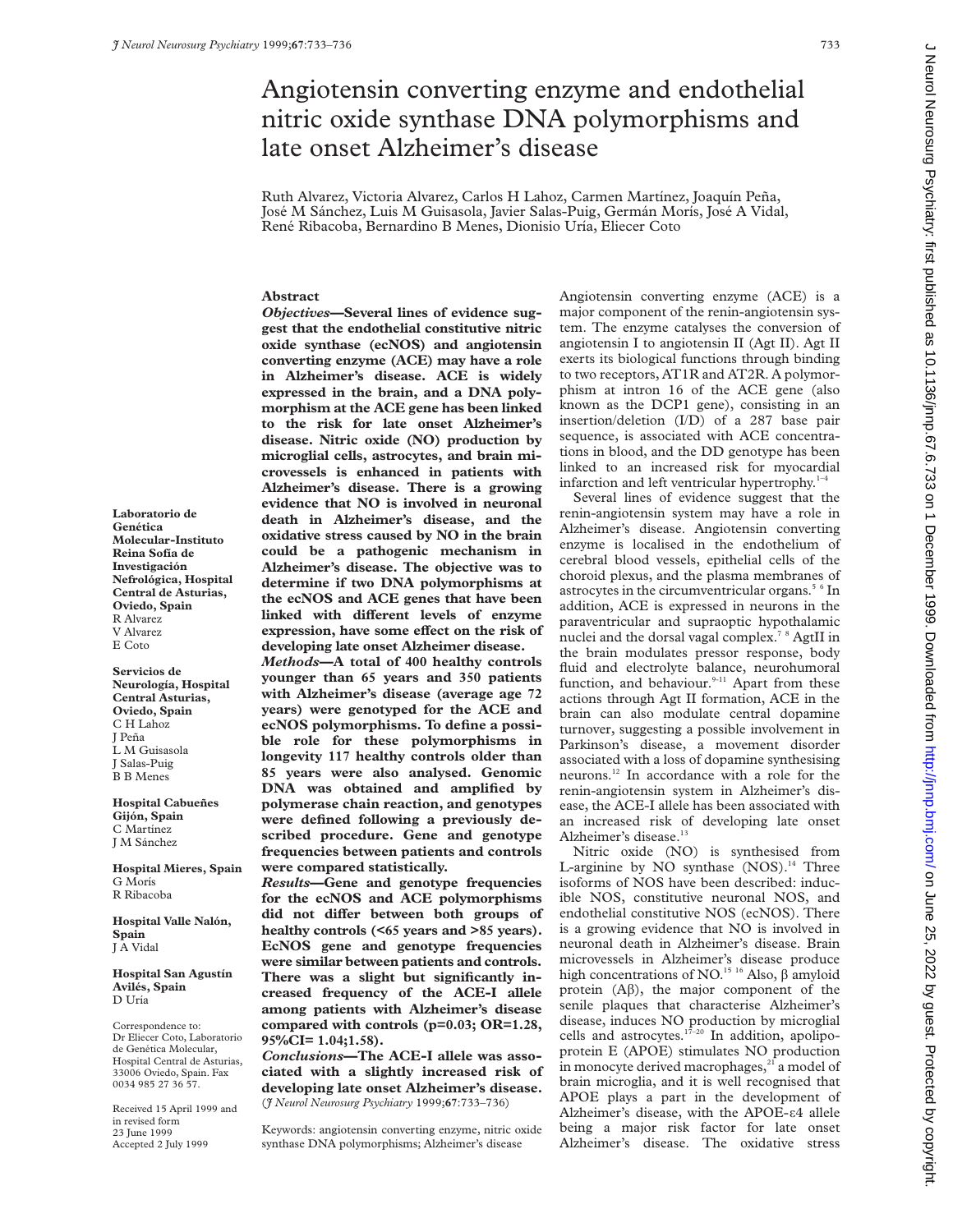# Angiotensin converting enzyme and endothelial nitric oxide synthase DNA polymorphisms and late onset Alzheimer's disease

Ruth Alvarez, Victoria Alvarez, Carlos H Lahoz, Carmen Martínez, Joaquín Peña, José M Sánchez, Luis M Guisasola, Javier Salas-Puig, Germán Morís, José A Vidal, René Ribacoba, Bernardino B Menes, Dionisio Uría, Eliecer Coto

**Laboratorio de Genética Molecular-Instituto Reina Sofía de Investigación Nefrológica, Hospital Central de Asturias, Oviedo, Spain**
R Alvarez
V Alvarez
E Coto

**Servicios de Neurología, Hospital Central Asturias, Oviedo, Spain**
C H Lahoz
J Peña
L M Guisasola
J Salas-Puig
B B Menes

**Hospital Cabueñes Gijón, Spain**
C Martínez
J M Sánchez

**Hospital Mieres, Spain**
G Morís
R Ribacoba

**Hospital Valle Nalón, Spain**
J A Vidal

**Hospital San Agustín Avilés, Spain**
D Uría

Correspondence to: Dr Eliecer Coto, Laboratorio de Genética Molecular, Hospital Central de Asturias, 33006 Oviedo, Spain. Fax 0034 985 27 36 57.

Received 15 April 1999 and in revised form 23 June 1999
Accepted 2 July 1999

## Abstract

***Objectives*—Several lines of evidence suggest that the endothelial constitutive nitric oxide synthase (ecNOS) and angiotensin converting enzyme (ACE) may have a role in Alzheimer's disease. ACE is widely expressed in the brain, and a DNA polymorphism at the ACE gene has been linked to the risk for late onset Alzheimer's disease. Nitric oxide (NO) production by microglial cells, astrocytes, and brain microvessels is enhanced in patients with Alzheimer's disease. There is a growing evidence that NO is involved in neuronal death in Alzheimer's disease, and the oxidative stress caused by NO in the brain could be a pathogenic mechanism in Alzheimer's disease. The objective was to determine if two DNA polymorphisms at the ecNOS and ACE genes that have been linked with different levels of enzyme expression, have some effect on the risk of developing late onset Alzheimer disease.**

***Methods*—A total of 400 healthy controls younger than 65 years and 350 patients with Alzheimer's disease (average age 72 years) were genotyped for the ACE and ecNOS polymorphisms. To define a possible role for these polymorphisms in longevity 117 healthy controls older than 85 years were also analysed. Genomic DNA was obtained and amplified by polymerase chain reaction, and genotypes were defined following a previously described procedure. Gene and genotype frequencies between patients and controls were compared statistically.**

***Results*—Gene and genotype frequencies for the ecNOS and ACE polymorphisms did not differ between both groups of healthy controls (<65 years and >85 years). EcNOS gene and genotype frequencies were similar between patients and controls. There was a slight but significantly increased frequency of the ACE-I allele among patients with Alzheimer's disease compared with controls (p=0.03; OR=1.28, 95%CI= 1.04;1.58).**

***Conclusions*—The ACE-I allele was associated with a slightly increased risk of developing late onset Alzheimer's disease.**
(*J Neurol Neurosurg Psychiatry* 1999;**67**:733–736)

Keywords: angiotensin converting enzyme, nitric oxide synthase DNA polymorphisms; Alzheimer's disease

Angiotensin converting enzyme (ACE) is a major component of the renin-angiotensin system. The enzyme catalyses the conversion of angiotensin I to angiotensin II (Agt II). Agt II exerts its biological functions through binding to two receptors, AT1R and AT2R. A polymorphism at intron 16 of the ACE gene (also known as the DCP1 gene), consisting in an insertion/deletion (I/D) of a 287 base pair sequence, is associated with ACE concentrations in blood, and the DD genotype has been linked to an increased risk for myocardial infarction and left ventricular hypertrophy.[1–4]

Several lines of evidence suggest that the renin-angiotensin system may have a role in Alzheimer's disease. Angiotensin converting enzyme is localised in the endothelium of cerebral blood vessels, epithelial cells of the choroid plexus, and the plasma membranes of astrocytes in the circumventricular organs.[5 6] In addition, ACE is expressed in neurons in the paraventricular and supraoptic hypothalamic nuclei and the dorsal vagal complex.[7 8] AgtII in the brain modulates pressor response, body fluid and electrolyte balance, neurohumoral function, and behaviour.[9–11] Apart from these actions through Agt II formation, ACE in the brain can also modulate central dopamine turnover, suggesting a possible involvement in Parkinson's disease, a movement disorder associated with a loss of dopamine synthesising neurons.[12] In accordance with a role for the renin-angiotensin system in Alzheimer's disease, the ACE-I allele has been associated with an increased risk of developing late onset Alzheimer's disease.[13]

Nitric oxide (NO) is synthesised from L-arginine by NO synthase (NOS).[14] Three isoforms of NOS have been described: inducible NOS, constitutive neuronal NOS, and endothelial constitutive NOS (ecNOS). There is a growing evidence that NO is involved in neuronal death in Alzheimer's disease. Brain microvessels in Alzheimer's disease produce high concentrations of NO.[15 16] Also, β amyloid protein (Aβ), the major component of the senile plaques that characterise Alzheimer's disease, induces NO production by microglial cells and astrocytes.[17–20] In addition, apolipoprotein E (APOE) stimulates NO production in monocyte derived macrophages,[21] a model of brain microglia, and it is well recognised that APOE plays a part in the development of Alzheimer's disease, with the APOE-ε4 allele being a major risk factor for late onset Alzheimer's disease. The oxidative stress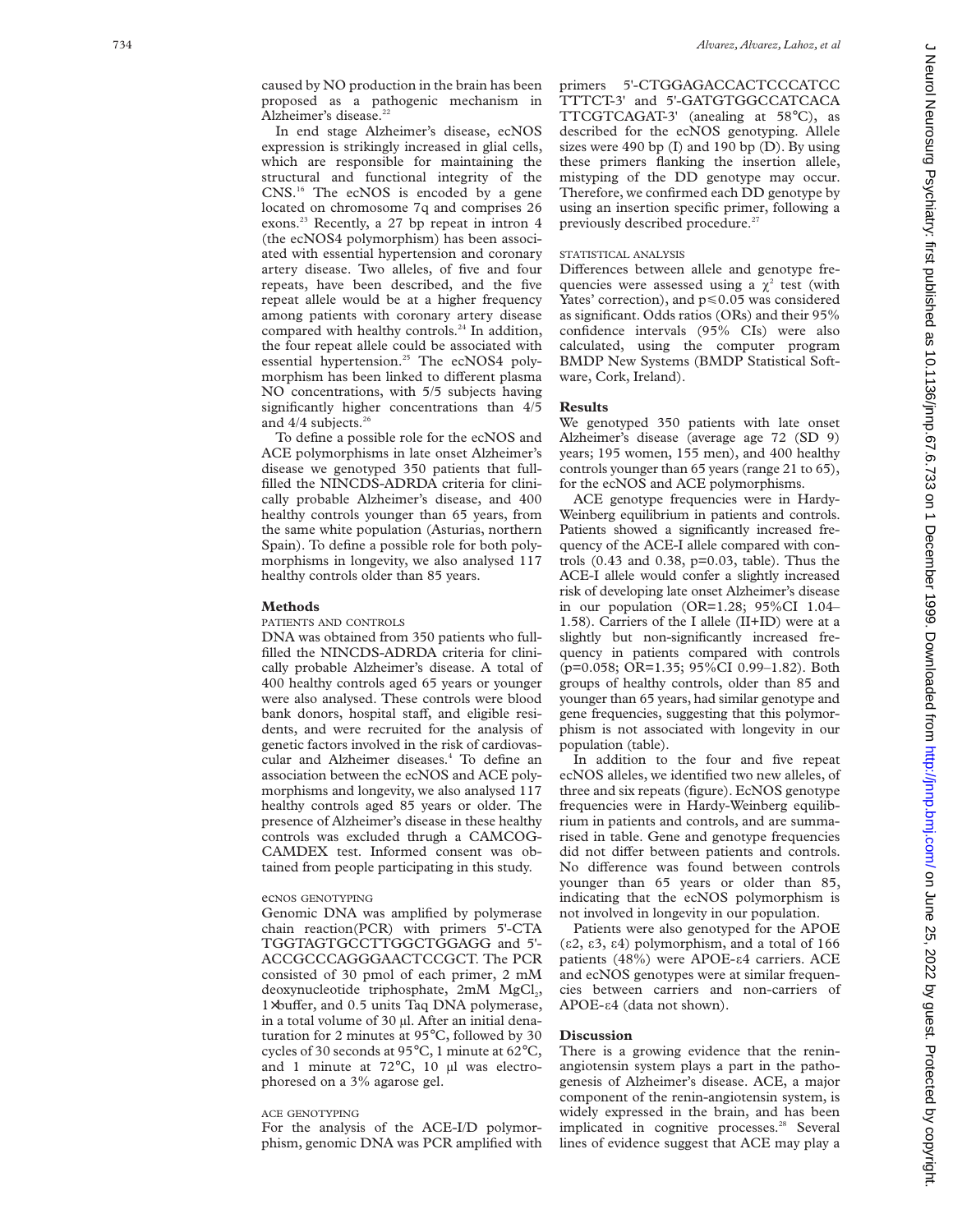caused by NO production in the brain has been proposed as a pathogenic mechanism in Alzheimer's disease.[22]

In end stage Alzheimer's disease, ecNOS expression is strikingly increased in glial cells, which are responsible for maintaining the structural and functional integrity of the CNS.[16] The ecNOS is encoded by a gene located on chromosome 7q and comprises 26 exons.[23] Recently, a 27 bp repeat in intron 4 (the ecNOS4 polymorphism) has been associated with essential hypertension and coronary artery disease. Two alleles, of five and four repeats, have been described, and the five repeat allele would be at a higher frequency among patients with coronary artery disease compared with healthy controls.[24] In addition, the four repeat allele could be associated with essential hypertension.[25] The ecNOS4 polymorphism has been linked to different plasma NO concentrations, with 5/5 subjects having significantly higher concentrations than 4/5 and 4/4 subjects.[26]

To define a possible role for the ecNOS and ACE polymorphisms in late onset Alzheimer's disease we genotyped 350 patients that fullfilled the NINCDS-ADRDA criteria for clinically probable Alzheimer's disease, and 400 healthy controls younger than 65 years, from the same white population (Asturias, northern Spain). To define a possible role for both polymorphisms in longevity, we also analysed 117 healthy controls older than 85 years.

## Methods

### PATIENTS AND CONTROLS

DNA was obtained from 350 patients who fullfilled the NINCDS-ADRDA criteria for clinically probable Alzheimer's disease. A total of 400 healthy controls aged 65 years or younger were also analysed. These controls were blood bank donors, hospital staff, and eligible residents, and were recruited for the analysis of genetic factors involved in the risk of cardiovascular and Alzheimer diseases.[4] To define an association between the ecNOS and ACE polymorphisms and longevity, we also analysed 117 healthy controls aged 85 years or older. The presence of Alzheimer's disease in these healthy controls was excluded thrugh a CAMCOG-CAMDEX test. Informed consent was obtained from people participating in this study.

### ecNOS GENOTYPING

Genomic DNA was amplified by polymerase chain reaction(PCR) with primers 5'-CTATGGTAGTGCCTTGGCTGGAGG and 5'-ACCGCCCAGGGAACTCCGCT. The PCR consisted of 30 pmol of each primer, 2 mM deoxynucleotide triphosphate, 2mM $MgCl_2$, 1×buffer, and 0.5 units Taq DNA polymerase, in a total volume of 30 µl. After an initial denaturation for 2 minutes at 95°C, followed by 30 cycles of 30 seconds at 95°C, 1 minute at 62°C, and 1 minute at 72°C, 10 µl was electrophoresed on a 3% agarose gel.

### ACE GENOTYPING

For the analysis of the ACE-I/D polymorphism, genomic DNA was PCR amplified with primers 5'-CTGGAGACCACTCCCATCCTTTCT-3' and 5'-GATGTGGCCATCACATTCGTCAGAT-3' (anealing at 58°C), as described for the ecNOS genotyping. Allele sizes were 490 bp (I) and 190 bp (D). By using these primers flanking the insertion allele, mistyping of the DD genotype may occur. Therefore, we confirmed each DD genotype by using an insertion specific primer, following a previously described procedure.[27]

### STATISTICAL ANALYSIS

Differences between allele and genotype frequencies were assessed using a $\chi^2$ test (with Yates' correction), and $p \leq 0.05$ was considered as significant. Odds ratios (ORs) and their 95% confidence intervals (95% CIs) were also calculated, using the computer program BMDP New Systems (BMDP Statistical Software, Cork, Ireland).

## Results

We genotyped 350 patients with late onset Alzheimer's disease (average age 72 (SD 9) years; 195 women, 155 men), and 400 healthy controls younger than 65 years (range 21 to 65), for the ecNOS and ACE polymorphisms.

ACE genotype frequencies were in Hardy-Weinberg equilibrium in patients and controls. Patients showed a significantly increased frequency of the ACE-I allele compared with controls (0.43 and 0.38, p=0.03, table). Thus the ACE-I allele would confer a slightly increased risk of developing late onset Alzheimer's disease in our population (OR=1.28; 95%CI 1.04–1.58). Carriers of the I allele (II+ID) were at a slightly but non-significantly increased frequency in patients compared with controls (p=0.058; OR=1.35; 95%CI 0.99–1.82). Both groups of healthy controls, older than 85 and younger than 65 years, had similar genotype and gene frequencies, suggesting that this polymorphism is not associated with longevity in our population (table).

In addition to the four and five repeat ecNOS alleles, we identified two new alleles, of three and six repeats (figure). EcNOS genotype frequencies were in Hardy-Weinberg equilibrium in patients and controls, and are summarised in table. Gene and genotype frequencies did not differ between patients and controls. No difference was found between controls younger than 65 years or older than 85, indicating that the ecNOS polymorphism is not involved in longevity in our population.

Patients were also genotyped for the APOE (ε2, ε3, ε4) polymorphism, and a total of 166 patients (48%) were APOE-ε4 carriers. ACE and ecNOS genotypes were at similar frequencies between carriers and non-carriers of APOE-ε4 (data not shown).

## Discussion

There is a growing evidence that the renin-angiotensin system plays a part in the pathogenesis of Alzheimer's disease. ACE, a major component of the renin-angiotensin system, is widely expressed in the brain, and has been implicated in cognitive processes.[28] Several lines of evidence suggest that ACE may play a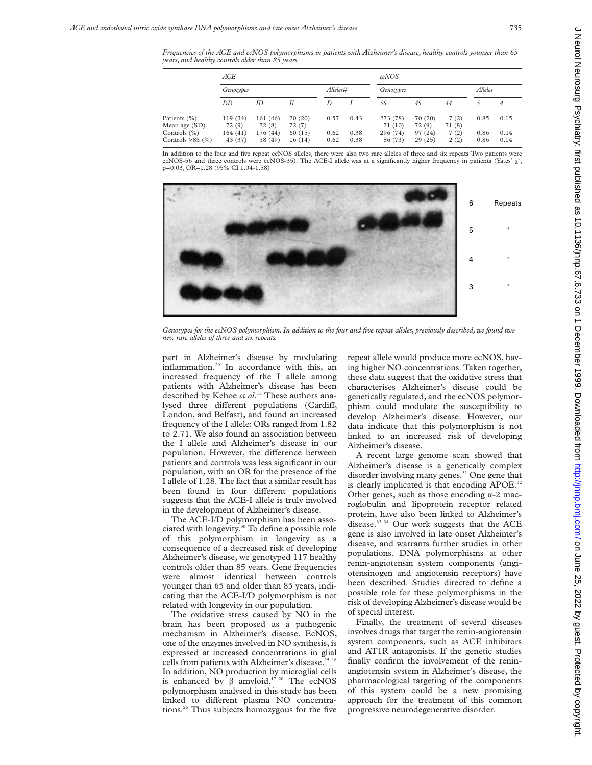*Frequencies of the ACE and ecNOS polymorphisms in patients with Alzheimer's disease, healthy controls younger than 65 years, and healthy controls older than 85 years.*

| | ACE | | | | | ecNOS | | | | |
|---|---|---|---|---|---|---|---|---|---|---|
| | Genotypes | | | Alleles# | | Genotypes | | | Alleles | |
| | DD | ID | II | D | I | 55 | 45 | 44 | 5 | 4 |
| Patients (%) | 119 (34) | 161 (46) | 70 (20) | 0.57 | 0.43 | 273 (78) | 70 (20) | 7 (2) | 0.85 | 0.15 |
| Mean age (SD) | 72 (9) | 72 (8) | 72 (7) | | | 71 (10) | 72 (9) | 71 (8) | | |
| Controls (%) | 164 (41) | 176 (44) | 60 (15) | 0.62 | 0.38 | 296 (74) | 97 (24) | 7 (2) | 0.86 | 0.14 |
| Controls >85 (%) | 43 (37) | 58 (49) | 16 (14) | 0.62 | 0.38 | 86 (73) | 29 (25) | 2 (2) | 0.86 | 0.14 |

In addition to the four and five repeat ecNOS alleles, there were also two rare alleles of three and six repeats Two patients were ecNOS-56 and three controls were ecNOS-35). The ACE-I allele was at a significantly higher frequency in patients (Yates' $\chi^2$, p=0.03, OR=1.28 (95% CI 1.04–1.58)

*Genotypes for the ecNOS polymorphism. In addition to the four and five repeat alleles, previously described, we found two new rare alleles of three and six repeats.*

part in Alzheimer's disease by modulating inflammation.[29] In accordance with this, an increased frequency of the I allele among patients with Alzheimer's disease has been described by Kehoe *et al*.[13] These authors analysed three different populations (Cardiff, London, and Belfast), and found an increased frequency of the I allele: ORs ranged from 1.82 to 2.71. We also found an association between the I allele and Alzheimer's disease in our population. However, the difference between patients and controls was less significant in our population, with an OR for the presence of the I allele of 1.28. The fact that a similar result has been found in four different populations suggests that the ACE-I allele is truly involved in the development of Alzheimer's disease.

The ACE-I/D polymorphism has been associated with longevity.[30] To define a possible role of this polymorphism in longevity as a consequence of a decreased risk of developing Alzheimer's disease, we genotyped 117 healthy controls older than 85 years. Gene frequencies were almost identical between controls younger than 65 and older than 85 years, indicating that the ACE-I/D polymorphism is not related with longevity in our population.

The oxidative stress caused by NO in the brain has been proposed as a pathogenic mechanism in Alzheimer's disease. EcNOS, one of the enzymes involved in NO synthesis, is expressed at increased concentrations in glial cells from patients with Alzheimer's disease.[15 16] In addition, NO production by microglial cells is enhanced by β amyloid.[17–20] The ecNOS polymorphism analysed in this study has been linked to different plasma NO concentrations.[26] Thus subjects homozygous for the five repeat allele would produce more ecNOS, having higher NO concentrations. Taken together, these data suggest that the oxidative stress that characterises Alzheimer's disease could be genetically regulated, and the ecNOS polymorphism could modulate the susceptibility to develop Alzheimer's disease. However, our data indicate that this polymorphism is not linked to an increased risk of developing Alzheimer's disease.

A recent large genome scan showed that Alzheimer's disease is a genetically complex disorder involving many genes.[31] One gene that is clearly implicated is that encoding APOE.[32] Other genes, such as those encoding α-2 macroglobulin and lipoprotein receptor related protein, have also been linked to Alzheimer's disease.[33 34] Our work suggests that the ACE gene is also involved in late onset Alzheimer's disease, and warrants further studies in other populations. DNA polymorphisms at other renin-angiotensin system components (angiotensinogen and angiotensin receptors) have been described. Studies directed to define a possible role for these polymorphisms in the risk of developing Alzheimer's disease would be of special interest.

Finally, the treatment of several diseases involves drugs that target the renin-angiotensin system components, such as ACE inhibitors and AT1R antagonists. If the genetic studies finally confirm the involvement of the renin-angiotensin system in Alzheimer's disease, the pharmacological targeting of the components of this system could be a new promising approach for the treatment of this common progressive neurodegenerative disorder.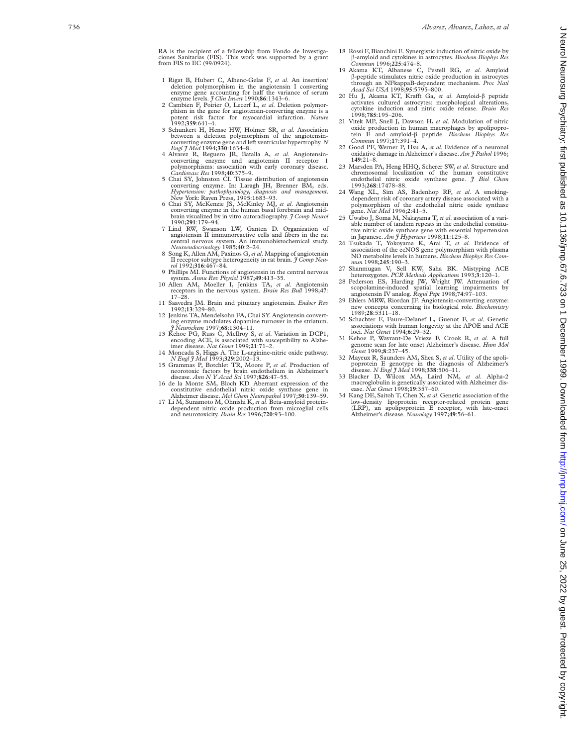RA is the recipient of a fellowship from Fondo de Investigaciones Sanitarias (FIS). This work was supported by a grant from FIS to EC (99/0924).

1 Rigat B, Hubert C, Alhenc-Gelas F, *et al*. An insertion/deletion polymorphism in the angiotensin I converting enzyme gene accounting for half the variance of serum enzyme levels. *J Clin Invest* 1990;**86**:1343–6.
2 Cambien F, Poirier O, Lecerf L, *et al*. Deletion polymorphism in the gene for angiotensin-converting enzyme is a potent risk factor for myocardial infarction. *Nature* 1992;**359**:641–4.
3 Schunkert H, Hense HW, Holmer SR, *et al*. Association between a deletion polymorphism of the angiotensin-converting enzyme gene and left ventricular hypertrophy. *N Engl J Med* 1994;**330**:1634–8.
4 Alvarez R, Reguero JR, Batalla A, *et al*. Angiotensin-converting enzyme and angiotensin II receptor 1 polymorphisms: association with early coronary disease. *Cardiovasc Res* 1998;**40**:375–9.
5 Chai SY, Johnston CI. Tissue distribution of angiotensin converting enzyme. In: Laragh JH, Brenner BM, eds. *Hypertension: pathophysiology, diagnosis and management*. New York: Raven Press, 1995:1683–93.
6 Chai SY, McKenzie JS, McKinley MJ, *et al*. Angiotensin converting enzyme in the human basal forebrain and midbrain visualized by in vitro autoradiography. *J Comp Neurol* 1990;**291**:179–94.
7 Lind RW, Swanson LW, Ganten D. Organization of angiotensin II immunoreactive cells and fibers in the rat central nervous system. An immunohistochemical study. *Neuroendocrinology* 1985;**40**:2–24.
8 Song K, Allen AM, Paxinos G, *et al*. Mapping of angiotensin II receptor subtype heterogeneity in rat brain. *J Comp Neurol* 1992;**316**:467–84.
9 Phillips MI. Functions of angiotensin in the central nervous system. *Annu Rev Physiol* 1987;**49**:413–35.
10 Allen AM, Moeller I, Jenkins TA, *et al*. Angiotensin receptors in the nervous system. *Brain Res Bull* 1998;**47**:17–28.
11 Saavedra JM. Brain and pituitary angiotensin. *Endocr Rev* 1992;**13**:329–80.
12 Jenkins TA, Mendelsohn FA, Chai SY. Angiotensin converting enzyme modulates dopamine turnover in the striatum. *J Neurochem* 1997;**68**:1304–11.
13 Kehoe PG, Russ C, McIlroy S, *et al*. Variation in DCP1, encoding ACE, is associated with susceptibility to Alzheimer disease. *Nat Genet* 1999;**21**:71–2.
14 Moncada S, Higgs A. The L-arginine-nitric oxide pathway. *N Engl J Med* 1993;**329**:2002–13.
15 Grammas P, Botchlet TR, Moore P, *et al*. Production of neurotoxic factors by brain endothelium in Alzheimer's disease. *Ann N Y Acad Sci* 1997;**826**:47–55.
16 de la Monte SM, Bloch KD. Aberrant expression of the constitutive endothelial nitric oxide synthase gene in Alzheimer disease. *Mol Chem Neuropathol* 1997;**30**:139–59.
17 Li M, Sunamoto M, Ohnishi K, *et al*. Beta-amyloid protein-dependent nitric oxide production from microglial cells and neurotoxicity. *Brain Res* 1996;**720**:93–100.
18 Rossi F, Bianchini E. Synergistic induction of nitric oxide by β-amyloid and cytokines in astrocytes. *Biochem Biophys Res Commun* 1996;**225**:474–8.
19 Akama KT, Albanese C, Pestell RG, *et al*. Amyloid β-peptide stimulates nitric oxide production in astrocytes through an NFkappaB-dependent mechanism. *Proc Natl Acad Sci USA* 1998;**95**:5795–800.
20 Hu J, Akama KT, Krafft Ga, *et al*. Amyloid-β peptide activates cultured astrocytes: morphological alterations, cytokine induction and nitric oxide release. *Brain Res* 1998;**785**:195–206.
21 Vitek MP, Snell J, Dawson H, *et al*. Modulation of nitric oxide production in human macrophages by apolipoprotein E and amyloid-β peptide. *Biochem Biophys Res Commun* 1997;**17**:391–4.
22 Good PF, Werner P, Hsu A, *et al*. Evidence of a neuronal oxidative damage in Alzheimer's disease. *Am J Pathol* 1996; **149**:21–8.
23 Marsden PA, Heng HHQ, Scherer SW, *et al*. Structure and chromosomal localization of the human constitutive endothelial nitric oxide synthase gene. *J Biol Chem* 1993;**268**:17478–88.
24 Wang XL, Sim AS, Badenhop RF, *et al*. A smoking-dependent risk of coronary artery disease associated with a polymorphism of the endothelial nitric oxide synthase gene. *Nat Med* 1996;**2**:41–5.
25 Uwabo J, Soma M, Nakayama T, *et al*. association of a variable number of tandem repeats in the endothelial constitutive nitric oxide synthase gene with essential hypertension in Japanese. *Am J Hypertens* 1998;**11**:125–8.
26 Tsukada T, Yokoyama K, Arai T, *et al*. Evidence of association of the ecNOS gene polymorphism with plasma NO metabolite levels in humans. *Biochem Biophys Res Commun* 1998;**245**:190–3.
27 Shanmugan V, Sell KW, Saha BK. Mistyping ACE heterozygotes. *PCR Methods Applications* 1993;**3**:120–1.
28 Pederson ES, Harding JW, Wright JW. Attenuation of scopolamine-induced spatial learning impairments by angiotensin IV analog. *Regul Pept* 1998;**74**:97–103.
29 Ehlers MRW, Riordan JF. Angiotensin-converting enzyme: new concepts concerning its biological role. *Biochemistry* 1989;**28**:5311–18.
30 Schachter F, Faure-Delanef L, Guenot F, *et al*. Genetic associations with human longevity at the APOE and ACE loci. *Nat Genet* 1994;**6**:29–32.
31 Kehoe P, Wavrant-De Vrieze F, Crook R, *et al*. A full genome scan for late onset Alzheimer's disease. *Hum Mol Genet* 1999;**8**:237–45.
32 Mayeux R, Saunders AM, Shea S, *et al*. Utility of the apolipoprotein E genotype in the diagnosis of Alzheimer's disease. *N Engl J Med* 1998;**338**:506–11.
33 Blacker D, Wilcox MA, Laird NM, *et al*. Alpha-2 macroglobulin is genetically associated with Alzheimer disease. *Nat Genet* 1998;**19**:357–60.
34 Kang DE, Saitoh T, Chen X, *et al*. Genetic association of the low-density lipoprotein receptor-related protein gene (LRP), an apolipoprotein E receptor, with late-onset Alzheimer's disease. *Neurology* 1997;**49**:56–61.